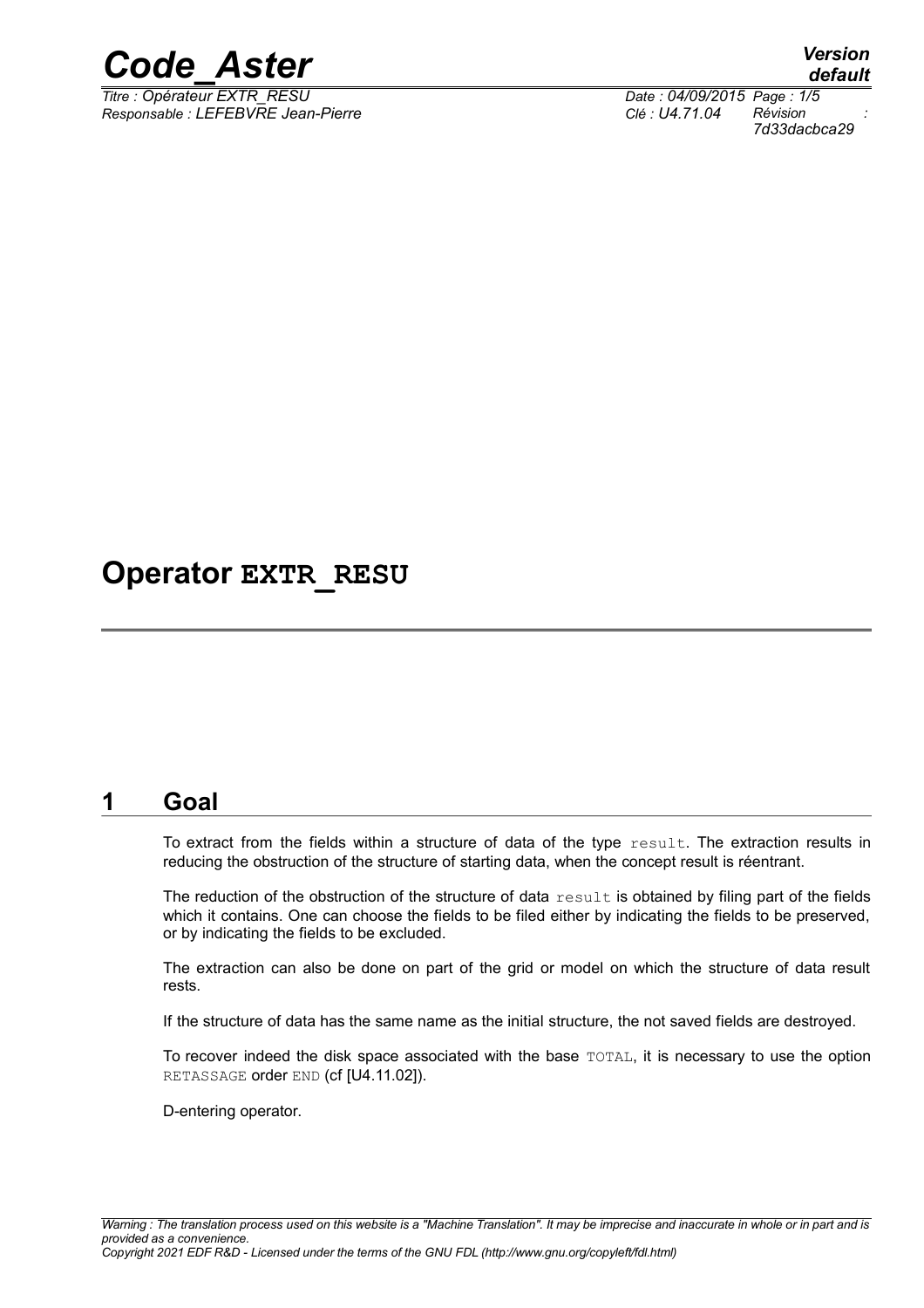# Operator EXTR_RESU

## 1 Goal

To extract from the fields within a structure of data of the type result. The extraction results in reducing the obstruction of the structure of starting data, when the concept result is réentrant.

The reduction of the obstruction of the structure of data result is obtained by filing part of the fields which it contains. One can choose the fields to be filed either by indicating the fields to be preserved, or by indicating the fields to be excluded.

The extraction can also be done on part of the grid or model on which the structure of data result rests.

If the structure of data has the same name as the initial structure, the not saved fields are destroyed.

To recover indeed the disk space associated with the base TOTAL, it is necessary to use the option RETASSAGE order END (cf [U4.11.02]).

D-entering operator.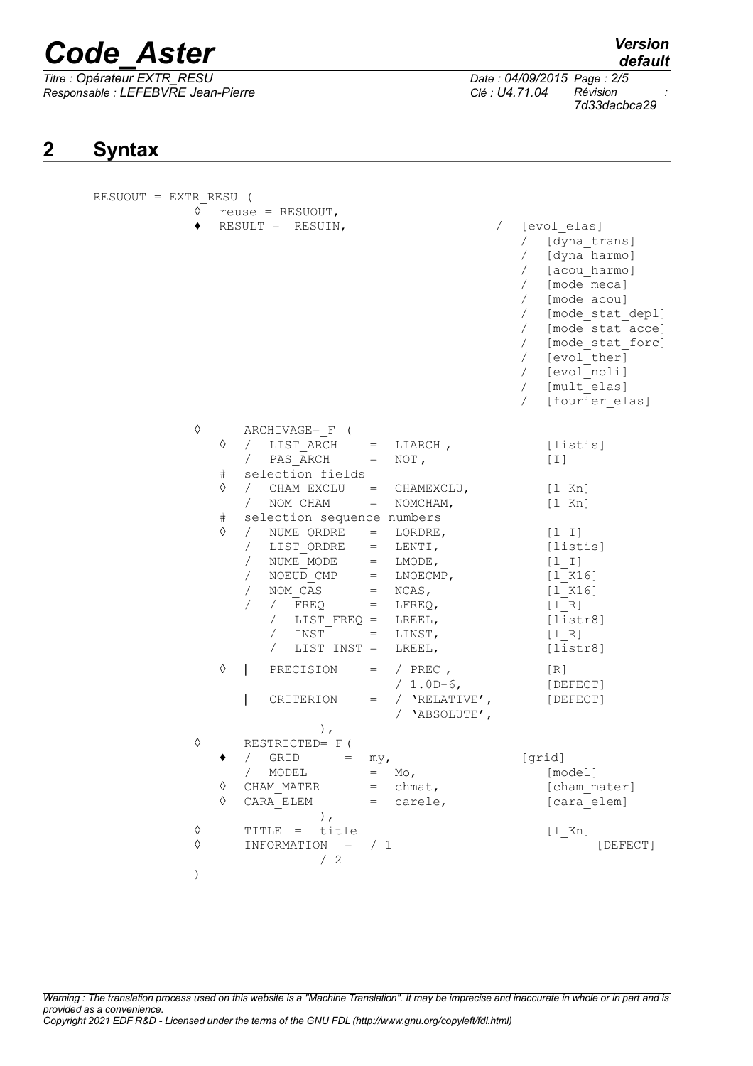## 2 Syntax

```
RESUOUT = EXTR_RESU (
          ◊  reuse = RESUOUT,
          ♦  RESULT =  RESUIN,                        /  [evol_elas]
                                                         /  [dyna_trans]
                                                         /  [dyna_harmo]
                                                         /  [acou_harmo]
                                                         /  [mode_meca]
                                                         /  [mode_acou]
                                                         /  [mode_stat_depl]
                                                         /  [mode_stat_acce]
                                                         /  [mode_stat_forc]
                                                         /  [evol_ther]
                                                         /  [evol_noli]
                                                         /  [mult_elas]
                                                         /  [fourier_elas]

          ◊      ARCHIVAGE=_F  (
             ◊   /  LIST_ARCH     =  LIARCH ,             [listis]
                 /  PAS_ARCH      =  NOT ,                [I]
             #   selection fields
             ◊   /  CHAM_EXCLU    =  CHAMEXCLU,           [l_Kn]
                 /  NOM_CHAM      =  NOMCHAM,             [l_Kn]
             #   selection sequence numbers
             ◊   /  NUME_ORDRE    =  LORDRE,              [l_I]
                 /  LIST_ORDRE    =  LENTI,               [listis]
                 /  NUME_MODE     =  LMODE,               [l_I]
                 /  NOEUD_CMP     =  LNOECMP,             [l_K16]
                 /  NOM_CAS       =  NCAS,                [l_K16]
                 /  /  FREQ       =  LFREQ,               [l_R]
                    /  LIST_FREQ  =  LREEL,               [listr8]
                    /  INST       =  LINST,               [l_R]
                    /  LIST_INST  =  LREEL,               [listr8]

             ◊   |  PRECISION     =  / PREC ,             [R]
                                     / 1.0D-6,            [DEFECT]
                 |  CRITERION     =  / 'RELATIVE',        [DEFECT]
                                     / 'ABSOLUTE',
                        ),
          ◊      RESTRICTED=_F (
             ♦   /  GRID        =  my,                  [grid]
                 /  MODEL         =  Mo,                  [model]
             ◊   CHAM_MATER       =  chmat,               [cham_mater]
             ◊   CARA_ELEM        =  carele,              [cara_elem]
                        ),
          ◊      TITLE  =  title                          [l_Kn]
          ◊      INFORMATION  =  / 1                            [DEFECT]
                                 / 2
          )
```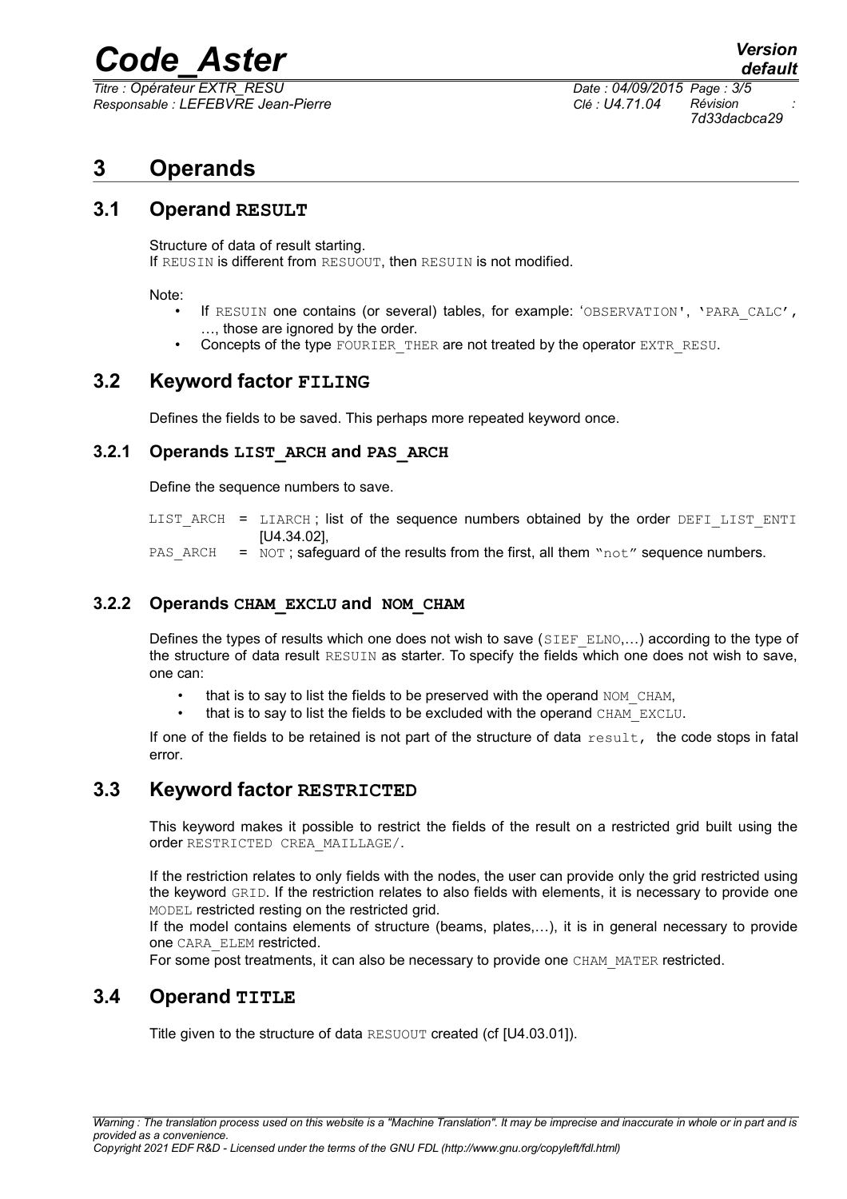# 3 Operands

## 3.1 Operand RESULT

Structure of data of result starting.
If REUSIN is different from RESUOUT, then RESUIN is not modified.

Note:

- If RESUIN one contains (or several) tables, for example: 'OBSERVATION', 'PARA_CALC', …, those are ignored by the order.
- Concepts of the type FOURIER_THER are not treated by the operator EXTR_RESU.

## 3.2 Keyword factor FILING

Defines the fields to be saved. This perhaps more repeated keyword once.

### 3.2.1 Operands LIST_ARCH and PAS_ARCH

Define the sequence numbers to save.

LIST_ARCH = LIARCH ; list of the sequence numbers obtained by the order DEFI_LIST_ENTI [U4.34.02],
PAS_ARCH = NOT ; safeguard of the results from the first, all them "not" sequence numbers.

### 3.2.2 Operands CHAM_EXCLU and NOM_CHAM

Defines the types of results which one does not wish to save (SIEF_ELNO,…) according to the type of the structure of data result RESUIN as starter. To specify the fields which one does not wish to save, one can:

- that is to say to list the fields to be preserved with the operand NOM_CHAM,
- that is to say to list the fields to be excluded with the operand CHAM_EXCLU.

If one of the fields to be retained is not part of the structure of data result, the code stops in fatal error.

## 3.3 Keyword factor RESTRICTED

This keyword makes it possible to restrict the fields of the result on a restricted grid built using the order RESTRICTED CREA_MAILLAGE/.

If the restriction relates to only fields with the nodes, the user can provide only the grid restricted using the keyword GRID. If the restriction relates to also fields with elements, it is necessary to provide one MODEL restricted resting on the restricted grid.
If the model contains elements of structure (beams, plates,…), it is in general necessary to provide one CARA_ELEM restricted.
For some post treatments, it can also be necessary to provide one CHAM_MATER restricted.

## 3.4 Operand TITLE

Title given to the structure of data RESUOUT created (cf [U4.03.01]).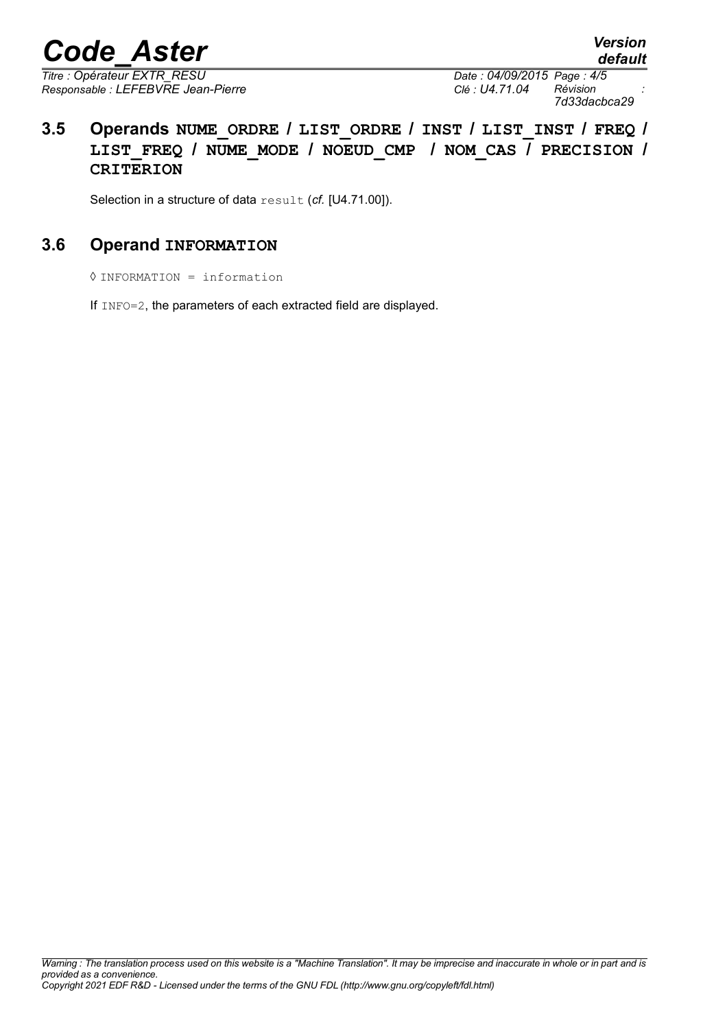### 3.5 Operands NUME_ORDRE / LIST_ORDRE / INST / LIST_INST / FREQ / LIST_FREQ / NUME_MODE / NOEUD_CMP / NOM_CAS / PRECISION / CRITERION

Selection in a structure of data `result` (*cf.* [U4.71.00]).

### 3.6 Operand INFORMATION

◊ INFORMATION = information

If `INFO=2`, the parameters of each extracted field are displayed.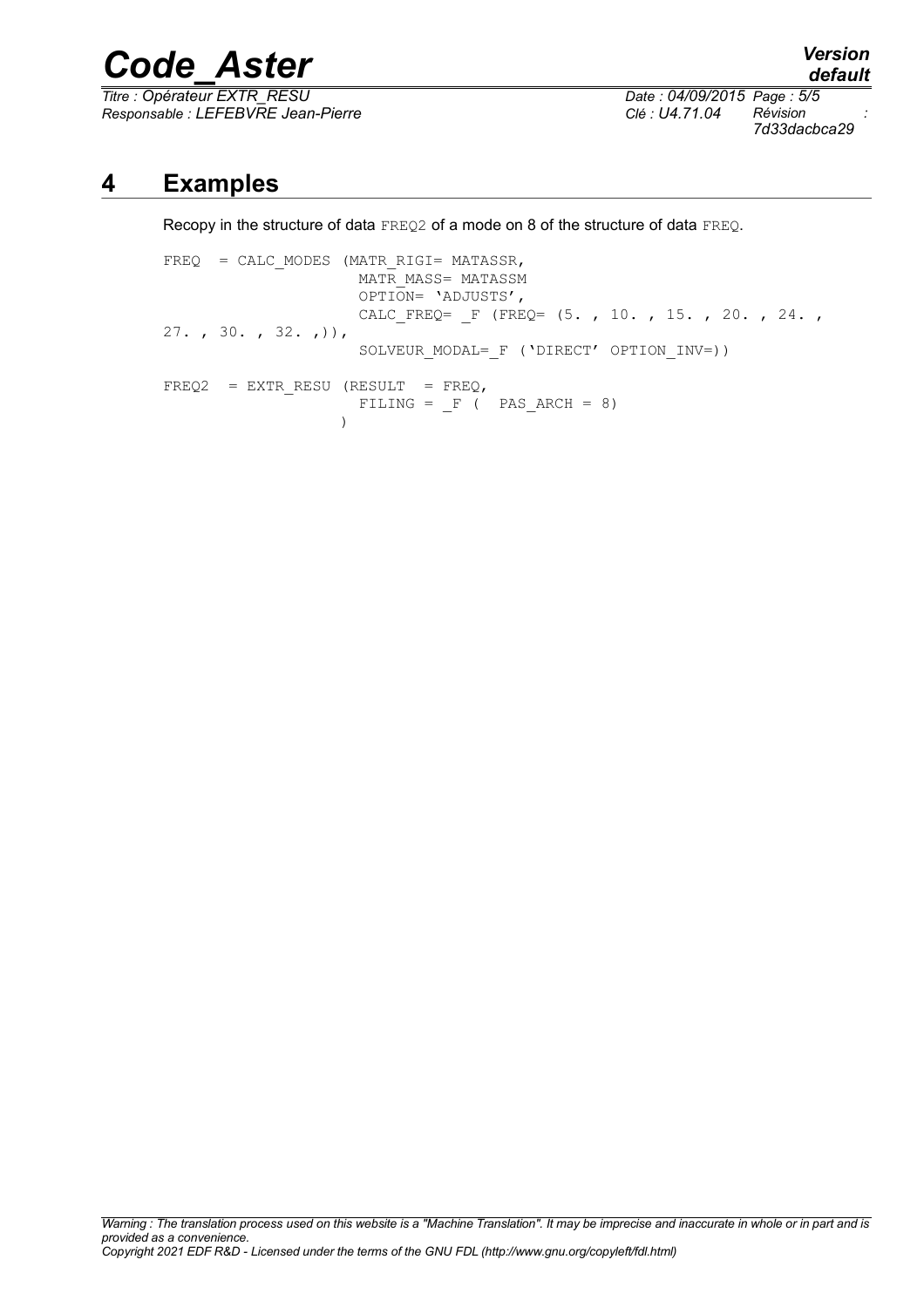# 4 Examples

Recopy in the structure of data FREQ2 of a mode on 8 of the structure of data FREQ.

```
FREQ  = CALC_MODES (MATR_RIGI= MATASSR,
                    MATR_MASS= MATASSM
                    OPTION= 'ADJUSTS',
                    CALC_FREQ= _F (FREQ= (5. , 10. , 15. , 20. , 24. ,
27. , 30. , 32. ,)),
                    SOLVEUR_MODAL=_F ('DIRECT' OPTION_INV=))

FREQ2  = EXTR_RESU (RESULT  = FREQ,
                    FILING = _F (  PAS_ARCH = 8)
                   )
```